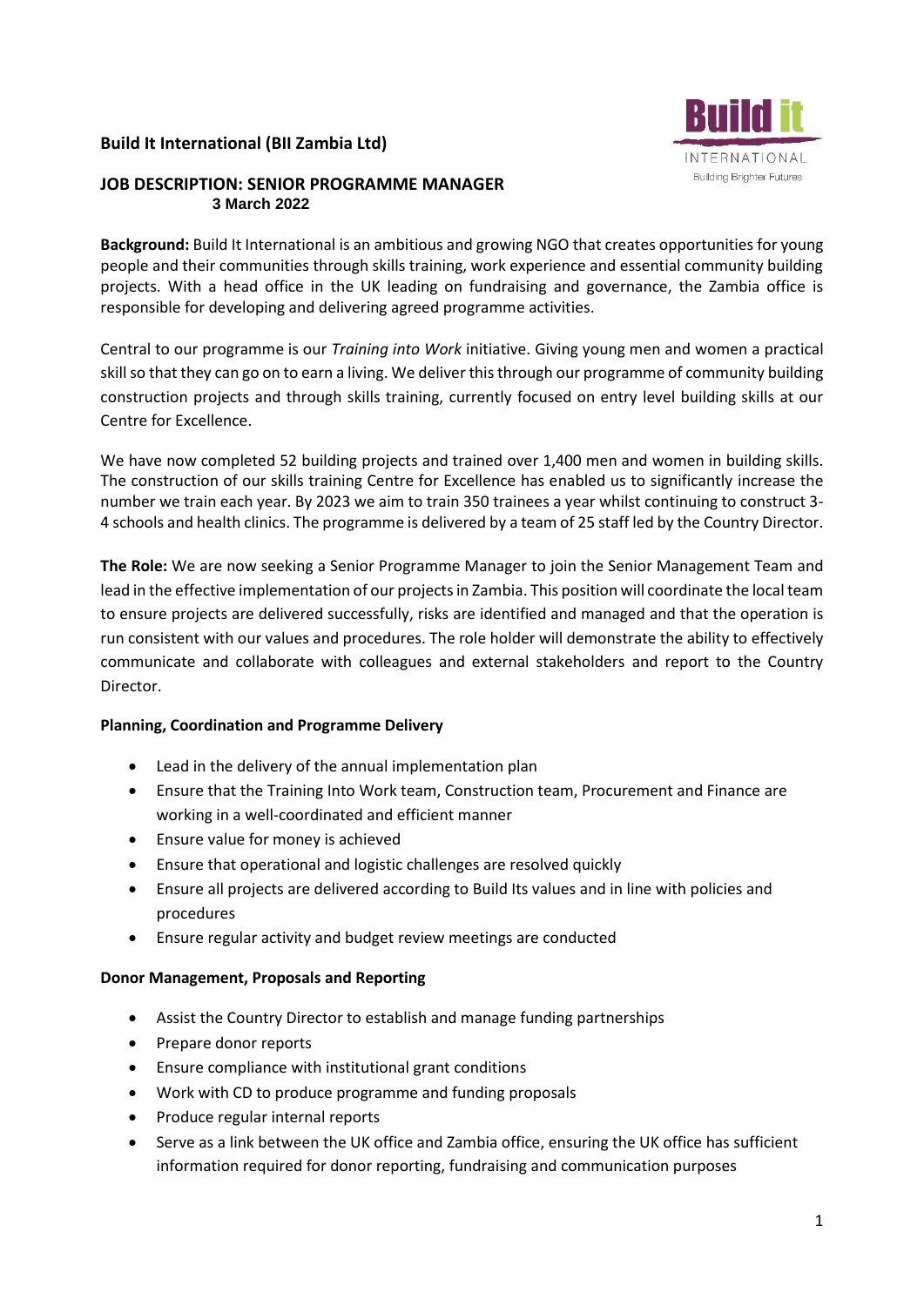**Build It International (BII Zambia Ltd)**

**JOB DESCRIPTION: SENIOR PROGRAMME MANAGER**
**3 March 2022**

**Background:** Build It International is an ambitious and growing NGO that creates opportunities for young people and their communities through skills training, work experience and essential community building projects. With a head office in the UK leading on fundraising and governance, the Zambia office is responsible for developing and delivering agreed programme activities.

Central to our programme is our *Training into Work* initiative. Giving young men and women a practical skill so that they can go on to earn a living. We deliver this through our programme of community building construction projects and through skills training, currently focused on entry level building skills at our Centre for Excellence.

We have now completed 52 building projects and trained over 1,400 men and women in building skills. The construction of our skills training Centre for Excellence has enabled us to significantly increase the number we train each year. By 2023 we aim to train 350 trainees a year whilst continuing to construct 3-4 schools and health clinics. The programme is delivered by a team of 25 staff led by the Country Director.

**The Role:** We are now seeking a Senior Programme Manager to join the Senior Management Team and lead in the effective implementation of our projects in Zambia. This position will coordinate the local team to ensure projects are delivered successfully, risks are identified and managed and that the operation is run consistent with our values and procedures. The role holder will demonstrate the ability to effectively communicate and collaborate with colleagues and external stakeholders and report to the Country Director.

**Planning, Coordination and Programme Delivery**

- Lead in the delivery of the annual implementation plan
- Ensure that the Training Into Work team, Construction team, Procurement and Finance are working in a well-coordinated and efficient manner
- Ensure value for money is achieved
- Ensure that operational and logistic challenges are resolved quickly
- Ensure all projects are delivered according to Build Its values and in line with policies and procedures
- Ensure regular activity and budget review meetings are conducted

**Donor Management, Proposals and Reporting**

- Assist the Country Director to establish and manage funding partnerships
- Prepare donor reports
- Ensure compliance with institutional grant conditions
- Work with CD to produce programme and funding proposals
- Produce regular internal reports
- Serve as a link between the UK office and Zambia office, ensuring the UK office has sufficient information required for donor reporting, fundraising and communication purposes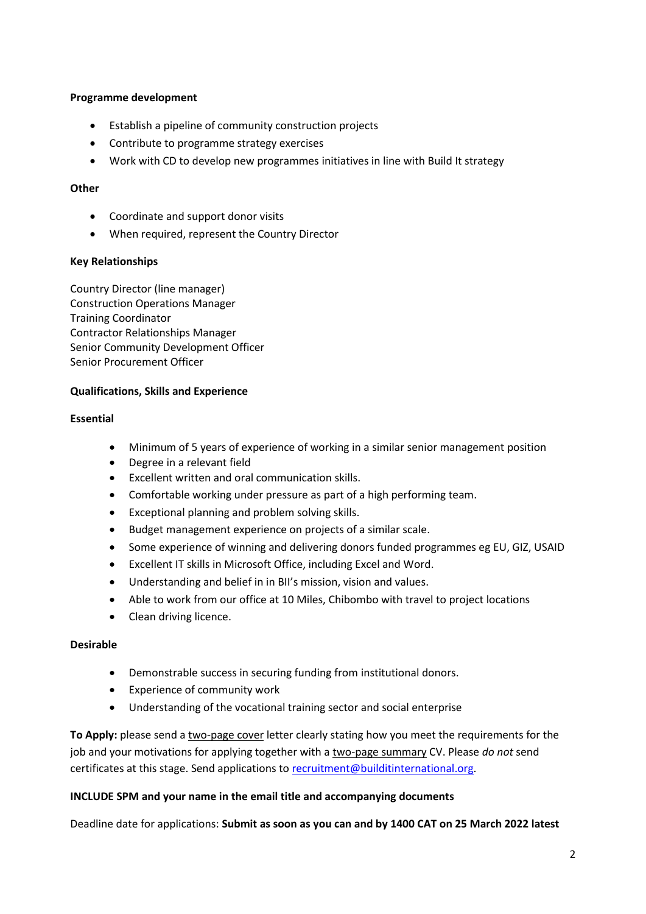**Programme development**

- Establish a pipeline of community construction projects
- Contribute to programme strategy exercises
- Work with CD to develop new programmes initiatives in line with Build It strategy

**Other**

- Coordinate and support donor visits
- When required, represent the Country Director

**Key Relationships**

Country Director (line manager)
Construction Operations Manager
Training Coordinator
Contractor Relationships Manager
Senior Community Development Officer
Senior Procurement Officer

**Qualifications, Skills and Experience**

**Essential**

- Minimum of 5 years of experience of working in a similar senior management position
- Degree in a relevant field
- Excellent written and oral communication skills.
- Comfortable working under pressure as part of a high performing team.
- Exceptional planning and problem solving skills.
- Budget management experience on projects of a similar scale.
- Some experience of winning and delivering donors funded programmes eg EU, GIZ, USAID
- Excellent IT skills in Microsoft Office, including Excel and Word.
- Understanding and belief in in BII's mission, vision and values.
- Able to work from our office at 10 Miles, Chibombo with travel to project locations
- Clean driving licence.

**Desirable**

- Demonstrable success in securing funding from institutional donors.
- Experience of community work
- Understanding of the vocational training sector and social enterprise

**To Apply:** please send a two-page cover letter clearly stating how you meet the requirements for the job and your motivations for applying together with a two-page summary CV. Please *do not* send certificates at this stage. Send applications to recruitment@builditinternational.org.

**INCLUDE SPM and your name in the email title and accompanying documents**

Deadline date for applications: **Submit as soon as you can and by 1400 CAT on 25 March 2022 latest**